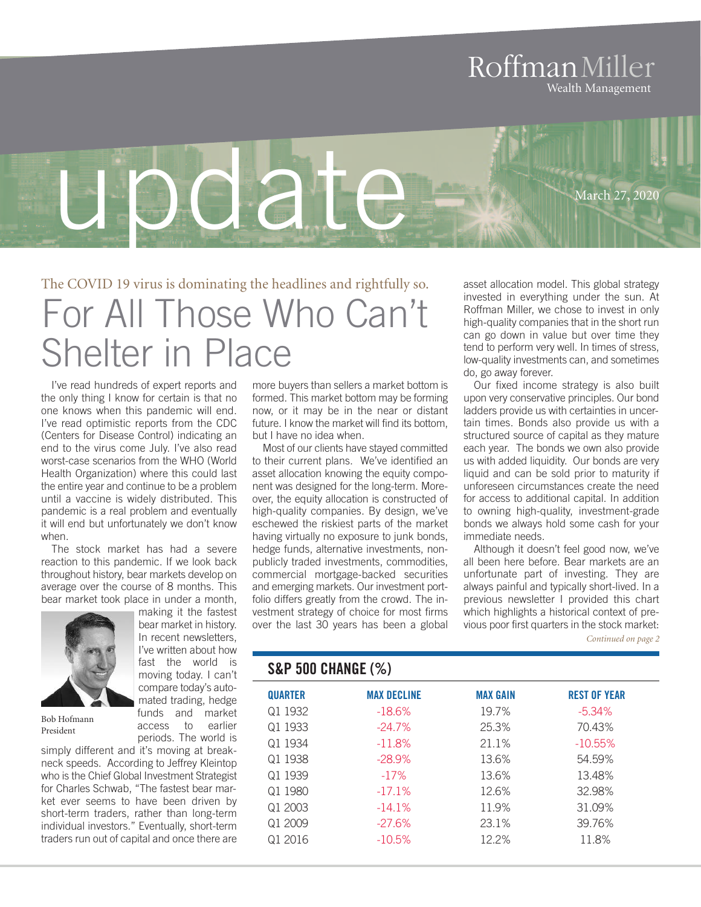RoffmanMiller
Wealth Management

# update

March 27, 2020

The COVID 19 virus is dominating the headlines and rightfully so.

# For All Those Who Can't Shelter in Place

I've read hundreds of expert reports and the only thing I know for certain is that no one knows when this pandemic will end. I've read optimistic reports from the CDC (Centers for Disease Control) indicating an end to the virus come July. I've also read worst-case scenarios from the WHO (World Health Organization) where this could last the entire year and continue to be a problem until a vaccine is widely distributed. This pandemic is a real problem and eventually it will end but unfortunately we don't know when.

The stock market has had a severe reaction to this pandemic. If we look back throughout history, bear markets develop on average over the course of 8 months. This bear market took place in under a month, making it the fastest bear market in history. In recent newsletters, I've written about how fast the world is moving today. I can't compare today's automated trading, hedge funds and market access to earlier periods. The world is simply different and it's moving at breakneck speeds. According to Jeffrey Kleintop who is the Chief Global Investment Strategist for Charles Schwab, "The fastest bear market ever seems to have been driven by short-term traders, rather than long-term individual investors." Eventually, short-term traders run out of capital and once there are more buyers than sellers a market bottom is formed. This market bottom may be forming now, or it may be in the near or distant future. I know the market will find its bottom, but I have no idea when.

Bob Hofmann
President

Most of our clients have stayed committed to their current plans. We've identified an asset allocation knowing the equity component was designed for the long-term. Moreover, the equity allocation is constructed of high-quality companies. By design, we've eschewed the riskiest parts of the market having virtually no exposure to junk bonds, hedge funds, alternative investments, non-publicly traded investments, commodities, commercial mortgage-backed securities and emerging markets. Our investment portfolio differs greatly from the crowd. The investment strategy of choice for most firms over the last 30 years has been a global asset allocation model. This global strategy invested in everything under the sun. At Roffman Miller, we chose to invest in only high-quality companies that in the short run can go down in value but over time they tend to perform very well. In times of stress, low-quality investments can, and sometimes do, go away forever.

Our fixed income strategy is also built upon very conservative principles. Our bond ladders provide us with certainties in uncertain times. Bonds also provide us with a structured source of capital as they mature each year. The bonds we own also provide us with added liquidity. Our bonds are very liquid and can be sold prior to maturity if unforeseen circumstances create the need for access to additional capital. In addition to owning high-quality, investment-grade bonds we always hold some cash for your immediate needs.

Although it doesn't feel good now, we've all been here before. Bear markets are an unfortunate part of investing. They are always painful and typically short-lived. In a previous newsletter I provided this chart which highlights a historical context of previous poor first quarters in the stock market:

*Continued on page 2*

**S&P 500 CHANGE (%)**

| QUARTER | MAX DECLINE | MAX GAIN | REST OF YEAR |
|---|---|---|---|
| Q1 1932 | -18.6% | 19.7% | -5.34% |
| Q1 1933 | -24.7% | 25.3% | 70.43% |
| Q1 1934 | -11.8% | 21.1% | -10.55% |
| Q1 1938 | -28.9% | 13.6% | 54.59% |
| Q1 1939 | -17% | 13.6% | 13.48% |
| Q1 1980 | -17.1% | 12.6% | 32.98% |
| Q1 2003 | -14.1% | 11.9% | 31.09% |
| Q1 2009 | -27.6% | 23.1% | 39.76% |
| Q1 2016 | -10.5% | 12.2% | 11.8% |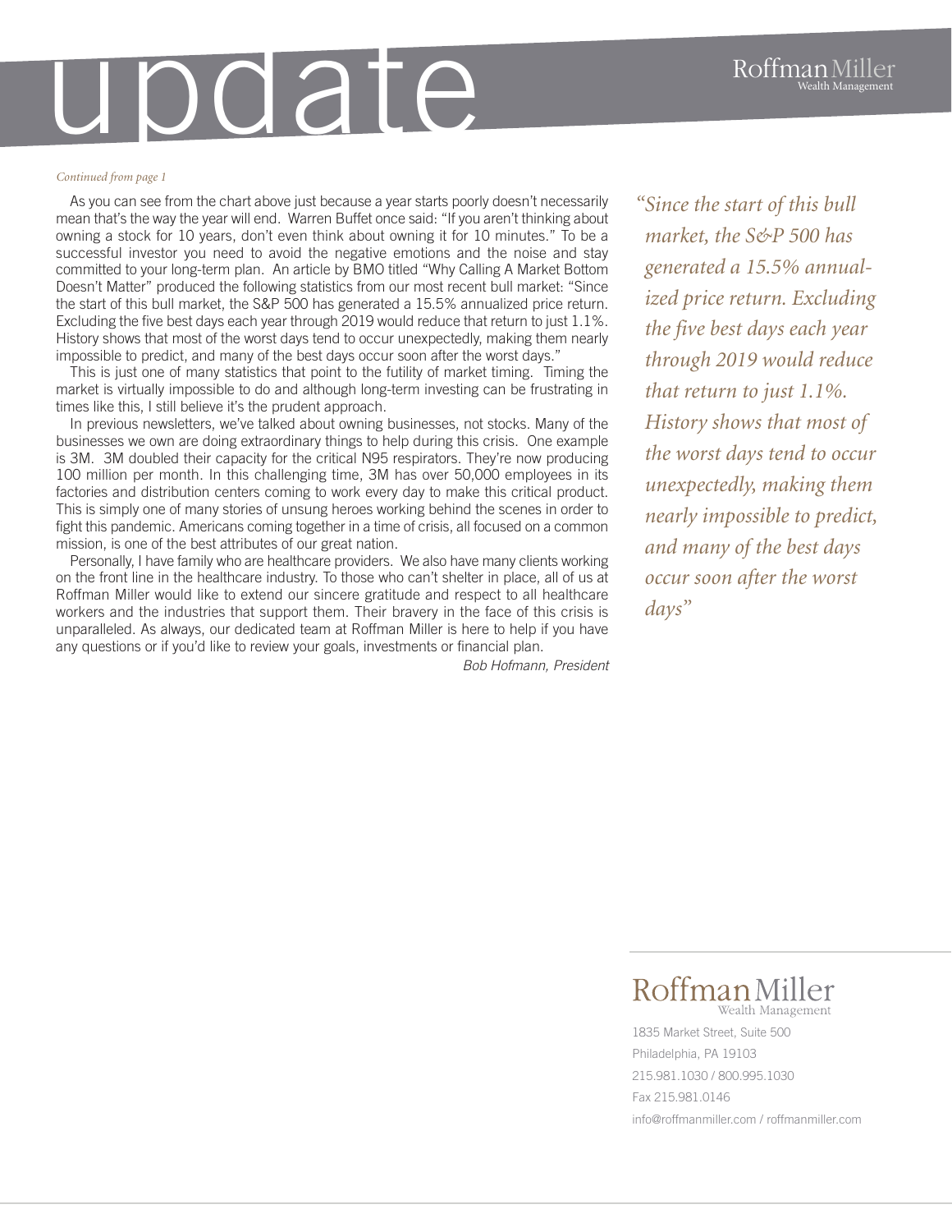*Continued from page 1*

As you can see from the chart above just because a year starts poorly doesn't necessarily mean that's the way the year will end. Warren Buffet once said: "If you aren't thinking about owning a stock for 10 years, don't even think about owning it for 10 minutes." To be a successful investor you need to avoid the negative emotions and the noise and stay committed to your long-term plan. An article by BMO titled "Why Calling A Market Bottom Doesn't Matter" produced the following statistics from our most recent bull market: "Since the start of this bull market, the S&P 500 has generated a 15.5% annualized price return. Excluding the five best days each year through 2019 would reduce that return to just 1.1%. History shows that most of the worst days tend to occur unexpectedly, making them nearly impossible to predict, and many of the best days occur soon after the worst days."

This is just one of many statistics that point to the futility of market timing. Timing the market is virtually impossible to do and although long-term investing can be frustrating in times like this, I still believe it's the prudent approach.

In previous newsletters, we've talked about owning businesses, not stocks. Many of the businesses we own are doing extraordinary things to help during this crisis. One example is 3M. 3M doubled their capacity for the critical N95 respirators. They're now producing 100 million per month. In this challenging time, 3M has over 50,000 employees in its factories and distribution centers coming to work every day to make this critical product. This is simply one of many stories of unsung heroes working behind the scenes in order to fight this pandemic. Americans coming together in a time of crisis, all focused on a common mission, is one of the best attributes of our great nation.

Personally, I have family who are healthcare providers. We also have many clients working on the front line in the healthcare industry. To those who can't shelter in place, all of us at Roffman Miller would like to extend our sincere gratitude and respect to all healthcare workers and the industries that support them. Their bravery in the face of this crisis is unparalleled. As always, our dedicated team at Roffman Miller is here to help if you have any questions or if you'd like to review your goals, investments or financial plan.

*Bob Hofmann, President*

> *"Since the start of this bull market, the S&P 500 has generated a 15.5% annualized price return. Excluding the five best days each year through 2019 would reduce that return to just 1.1%. History shows that most of the worst days tend to occur unexpectedly, making them nearly impossible to predict, and many of the best days occur soon after the worst days"*

Roffman Miller
Wealth Management

1835 Market Street, Suite 500
Philadelphia, PA 19103
215.981.1030 / 800.995.1030
Fax 215.981.0146
info@roffmanmiller.com / roffmanmiller.com